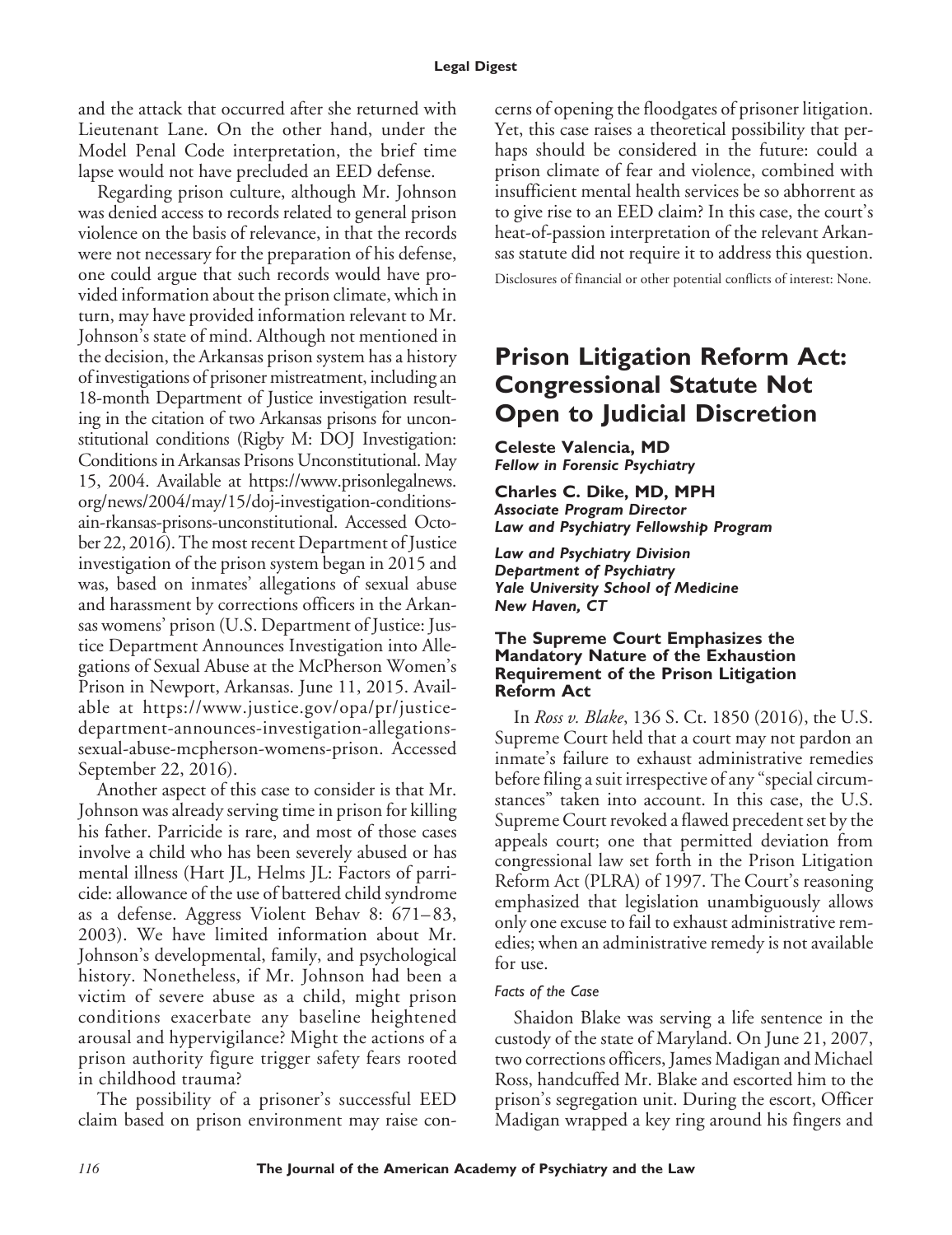and the attack that occurred after she returned with Lieutenant Lane. On the other hand, under the Model Penal Code interpretation, the brief time lapse would not have precluded an EED defense.

Regarding prison culture, although Mr. Johnson was denied access to records related to general prison violence on the basis of relevance, in that the records were not necessary for the preparation of his defense, one could argue that such records would have provided information about the prison climate, which in turn, may have provided information relevant to Mr. Johnson's state of mind. Although not mentioned in the decision, the Arkansas prison system has a history of investigations of prisoner mistreatment, including an 18-month Department of Justice investigation resulting in the citation of two Arkansas prisons for unconstitutional conditions (Rigby M: DOJ Investigation: Conditions in Arkansas Prisons Unconstitutional. May 15, 2004. Available at https://www.prisonlegalnews.org/news/2004/may/15/doj-investigation-conditions-ain-rkansas-prisons-unconstitutional. Accessed October 22, 2016). The most recent Department of Justice investigation of the prison system began in 2015 and was, based on inmates' allegations of sexual abuse and harassment by corrections officers in the Arkansas womens' prison (U.S. Department of Justice: Justice Department Announces Investigation into Allegations of Sexual Abuse at the McPherson Women's Prison in Newport, Arkansas. June 11, 2015. Available at https://www.justice.gov/opa/pr/justice-department-announces-investigation-allegations-sexual-abuse-mcpherson-womens-prison. Accessed September 22, 2016).

Another aspect of this case to consider is that Mr. Johnson was already serving time in prison for killing his father. Parricide is rare, and most of those cases involve a child who has been severely abused or has mental illness (Hart JL, Helms JL: Factors of parricide: allowance of the use of battered child syndrome as a defense. Aggress Violent Behav 8: 671–83, 2003). We have limited information about Mr. Johnson's developmental, family, and psychological history. Nonetheless, if Mr. Johnson had been a victim of severe abuse as a child, might prison conditions exacerbate any baseline heightened arousal and hypervigilance? Might the actions of a prison authority figure trigger safety fears rooted in childhood trauma?

The possibility of a prisoner's successful EED claim based on prison environment may raise concerns of opening the floodgates of prisoner litigation. Yet, this case raises a theoretical possibility that perhaps should be considered in the future: could a prison climate of fear and violence, combined with insufficient mental health services be so abhorrent as to give rise to an EED claim? In this case, the court's heat-of-passion interpretation of the relevant Arkansas statute did not require it to address this question.

Disclosures of financial or other potential conflicts of interest: None.

# Prison Litigation Reform Act: Congressional Statute Not Open to Judicial Discretion

**Celeste Valencia, MD**
***Fellow in Forensic Psychiatry***

**Charles C. Dike, MD, MPH**
***Associate Program Director***
***Law and Psychiatry Fellowship Program***

***Law and Psychiatry Division***
***Department of Psychiatry***
***Yale University School of Medicine***
***New Haven, CT***

### The Supreme Court Emphasizes the Mandatory Nature of the Exhaustion Requirement of the Prison Litigation Reform Act

In *Ross v. Blake*, 136 S. Ct. 1850 (2016), the U.S. Supreme Court held that a court may not pardon an inmate's failure to exhaust administrative remedies before filing a suit irrespective of any "special circumstances" taken into account. In this case, the U.S. Supreme Court revoked a flawed precedent set by the appeals court; one that permitted deviation from congressional law set forth in the Prison Litigation Reform Act (PLRA) of 1997. The Court's reasoning emphasized that legislation unambiguously allows only one excuse to fail to exhaust administrative remedies; when an administrative remedy is not available for use.

#### *Facts of the Case*

Shaidon Blake was serving a life sentence in the custody of the state of Maryland. On June 21, 2007, two corrections officers, James Madigan and Michael Ross, handcuffed Mr. Blake and escorted him to the prison's segregation unit. During the escort, Officer Madigan wrapped a key ring around his fingers and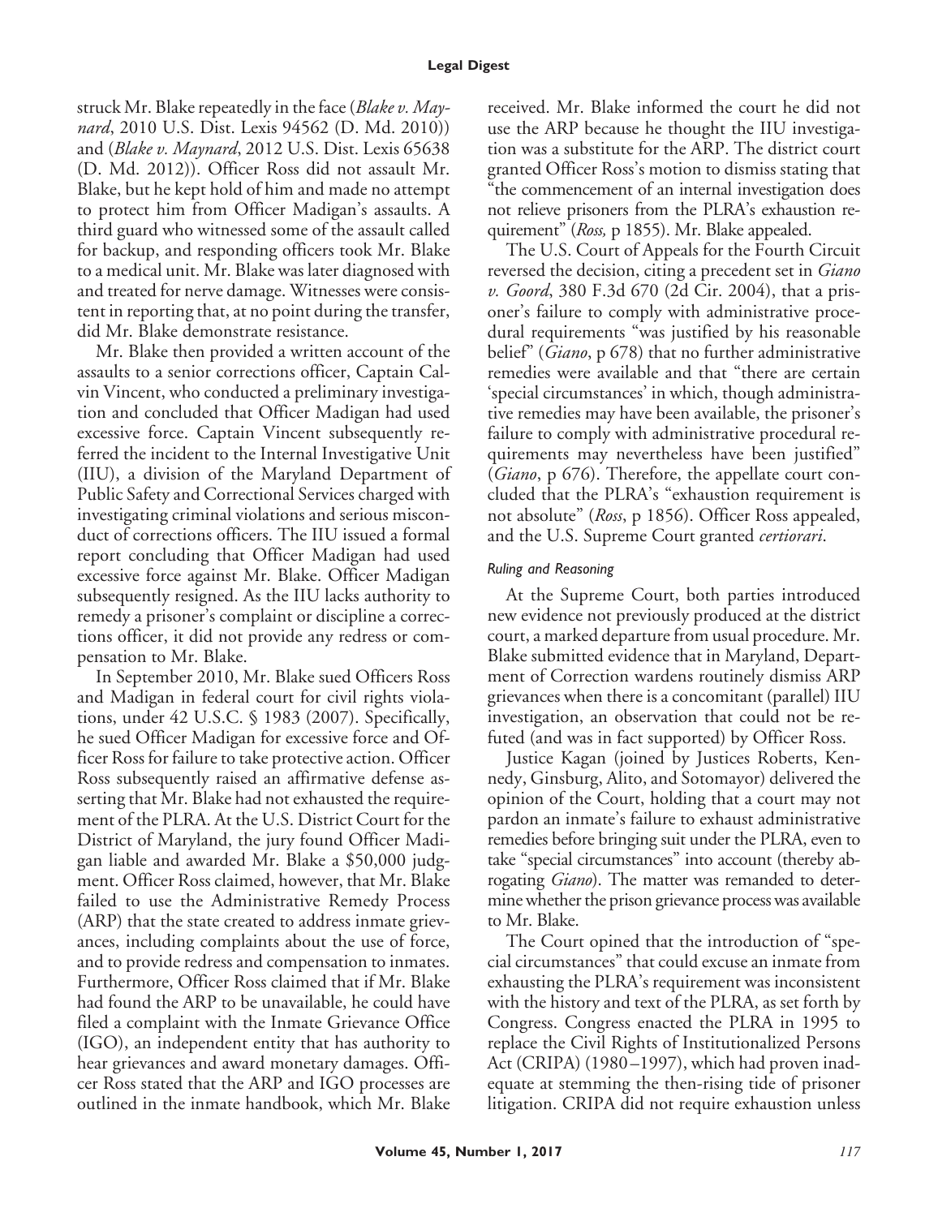struck Mr. Blake repeatedly in the face (*Blake v. Maynard*, 2010 U.S. Dist. Lexis 94562 (D. Md. 2010)) and (*Blake v. Maynard*, 2012 U.S. Dist. Lexis 65638 (D. Md. 2012)). Officer Ross did not assault Mr. Blake, but he kept hold of him and made no attempt to protect him from Officer Madigan's assaults. A third guard who witnessed some of the assault called for backup, and responding officers took Mr. Blake to a medical unit. Mr. Blake was later diagnosed with and treated for nerve damage. Witnesses were consistent in reporting that, at no point during the transfer, did Mr. Blake demonstrate resistance.

Mr. Blake then provided a written account of the assaults to a senior corrections officer, Captain Calvin Vincent, who conducted a preliminary investigation and concluded that Officer Madigan had used excessive force. Captain Vincent subsequently referred the incident to the Internal Investigative Unit (IIU), a division of the Maryland Department of Public Safety and Correctional Services charged with investigating criminal violations and serious misconduct of corrections officers. The IIU issued a formal report concluding that Officer Madigan had used excessive force against Mr. Blake. Officer Madigan subsequently resigned. As the IIU lacks authority to remedy a prisoner's complaint or discipline a corrections officer, it did not provide any redress or compensation to Mr. Blake.

In September 2010, Mr. Blake sued Officers Ross and Madigan in federal court for civil rights violations, under 42 U.S.C. § 1983 (2007). Specifically, he sued Officer Madigan for excessive force and Officer Ross for failure to take protective action. Officer Ross subsequently raised an affirmative defense asserting that Mr. Blake had not exhausted the requirement of the PLRA. At the U.S. District Court for the District of Maryland, the jury found Officer Madigan liable and awarded Mr. Blake a $50,000 judgment. Officer Ross claimed, however, that Mr. Blake failed to use the Administrative Remedy Process (ARP) that the state created to address inmate grievances, including complaints about the use of force, and to provide redress and compensation to inmates. Furthermore, Officer Ross claimed that if Mr. Blake had found the ARP to be unavailable, he could have filed a complaint with the Inmate Grievance Office (IGO), an independent entity that has authority to hear grievances and award monetary damages. Officer Ross stated that the ARP and IGO processes are outlined in the inmate handbook, which Mr. Blake received. Mr. Blake informed the court he did not use the ARP because he thought the IIU investigation was a substitute for the ARP. The district court granted Officer Ross's motion to dismiss stating that "the commencement of an internal investigation does not relieve prisoners from the PLRA's exhaustion requirement" (*Ross,* p 1855). Mr. Blake appealed.

The U.S. Court of Appeals for the Fourth Circuit reversed the decision, citing a precedent set in *Giano v. Goord*, 380 F.3d 670 (2d Cir. 2004), that a prisoner's failure to comply with administrative procedural requirements "was justified by his reasonable belief" (*Giano*, p 678) that no further administrative remedies were available and that "there are certain 'special circumstances' in which, though administrative remedies may have been available, the prisoner's failure to comply with administrative procedural requirements may nevertheless have been justified" (*Giano*, p 676). Therefore, the appellate court concluded that the PLRA's "exhaustion requirement is not absolute" (*Ross*, p 1856). Officer Ross appealed, and the U.S. Supreme Court granted *certiorari*.

### *Ruling and Reasoning*

At the Supreme Court, both parties introduced new evidence not previously produced at the district court, a marked departure from usual procedure. Mr. Blake submitted evidence that in Maryland, Department of Correction wardens routinely dismiss ARP grievances when there is a concomitant (parallel) IIU investigation, an observation that could not be refuted (and was in fact supported) by Officer Ross.

Justice Kagan (joined by Justices Roberts, Kennedy, Ginsburg, Alito, and Sotomayor) delivered the opinion of the Court, holding that a court may not pardon an inmate's failure to exhaust administrative remedies before bringing suit under the PLRA, even to take "special circumstances" into account (thereby abrogating *Giano*). The matter was remanded to determine whether the prison grievance process was available to Mr. Blake.

The Court opined that the introduction of "special circumstances" that could excuse an inmate from exhausting the PLRA's requirement was inconsistent with the history and text of the PLRA, as set forth by Congress. Congress enacted the PLRA in 1995 to replace the Civil Rights of Institutionalized Persons Act (CRIPA) (1980–1997), which had proven inadequate at stemming the then-rising tide of prisoner litigation. CRIPA did not require exhaustion unless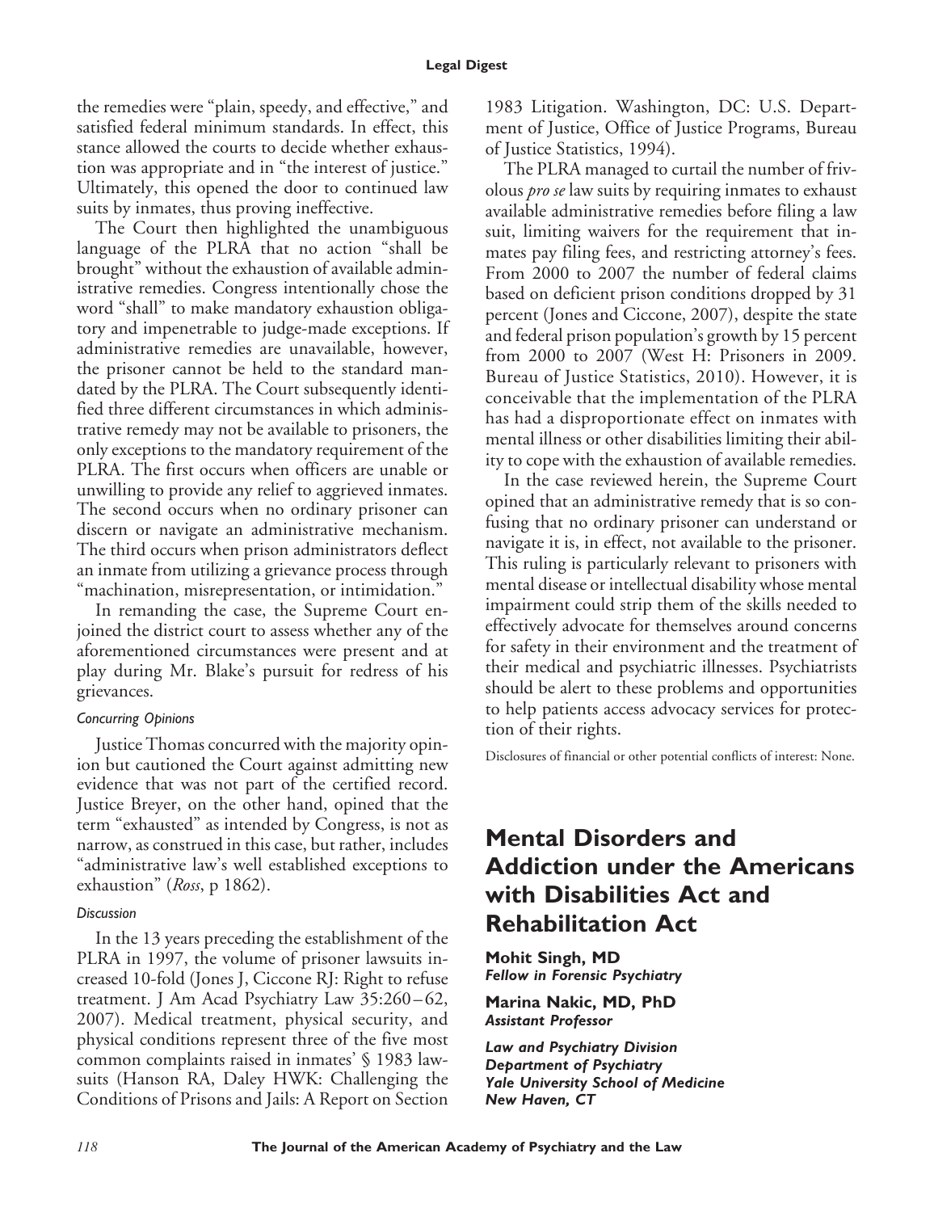the remedies were "plain, speedy, and effective," and satisfied federal minimum standards. In effect, this stance allowed the courts to decide whether exhaustion was appropriate and in "the interest of justice." Ultimately, this opened the door to continued law suits by inmates, thus proving ineffective.

The Court then highlighted the unambiguous language of the PLRA that no action "shall be brought" without the exhaustion of available administrative remedies. Congress intentionally chose the word "shall" to make mandatory exhaustion obligatory and impenetrable to judge-made exceptions. If administrative remedies are unavailable, however, the prisoner cannot be held to the standard mandated by the PLRA. The Court subsequently identified three different circumstances in which administrative remedy may not be available to prisoners, the only exceptions to the mandatory requirement of the PLRA. The first occurs when officers are unable or unwilling to provide any relief to aggrieved inmates. The second occurs when no ordinary prisoner can discern or navigate an administrative mechanism. The third occurs when prison administrators deflect an inmate from utilizing a grievance process through "machination, misrepresentation, or intimidation."

In remanding the case, the Supreme Court enjoined the district court to assess whether any of the aforementioned circumstances were present and at play during Mr. Blake's pursuit for redress of his grievances.

#### Concurring Opinions

Justice Thomas concurred with the majority opinion but cautioned the Court against admitting new evidence that was not part of the certified record. Justice Breyer, on the other hand, opined that the term "exhausted" as intended by Congress, is not as narrow, as construed in this case, but rather, includes "administrative law's well established exceptions to exhaustion" (*Ross*, p 1862).

#### Discussion

In the 13 years preceding the establishment of the PLRA in 1997, the volume of prisoner lawsuits increased 10-fold (Jones J, Ciccone RJ: Right to refuse treatment. J Am Acad Psychiatry Law 35:260–62, 2007). Medical treatment, physical security, and physical conditions represent three of the five most common complaints raised in inmates' § 1983 lawsuits (Hanson RA, Daley HWK: Challenging the Conditions of Prisons and Jails: A Report on Section 1983 Litigation. Washington, DC: U.S. Department of Justice, Office of Justice Programs, Bureau of Justice Statistics, 1994).

The PLRA managed to curtail the number of frivolous *pro se* law suits by requiring inmates to exhaust available administrative remedies before filing a law suit, limiting waivers for the requirement that inmates pay filing fees, and restricting attorney's fees. From 2000 to 2007 the number of federal claims based on deficient prison conditions dropped by 31 percent (Jones and Ciccone, 2007), despite the state and federal prison population's growth by 15 percent from 2000 to 2007 (West H: Prisoners in 2009. Bureau of Justice Statistics, 2010). However, it is conceivable that the implementation of the PLRA has had a disproportionate effect on inmates with mental illness or other disabilities limiting their ability to cope with the exhaustion of available remedies.

In the case reviewed herein, the Supreme Court opined that an administrative remedy that is so confusing that no ordinary prisoner can understand or navigate it is, in effect, not available to the prisoner. This ruling is particularly relevant to prisoners with mental disease or intellectual disability whose mental impairment could strip them of the skills needed to effectively advocate for themselves around concerns for safety in their environment and the treatment of their medical and psychiatric illnesses. Psychiatrists should be alert to these problems and opportunities to help patients access advocacy services for protection of their rights.

Disclosures of financial or other potential conflicts of interest: None.

## Mental Disorders and Addiction under the Americans with Disabilities Act and Rehabilitation Act

**Mohit Singh, MD**
***Fellow in Forensic Psychiatry***

**Marina Nakic, MD, PhD**
***Assistant Professor***

***Law and Psychiatry Division***
***Department of Psychiatry***
***Yale University School of Medicine***
***New Haven, CT***